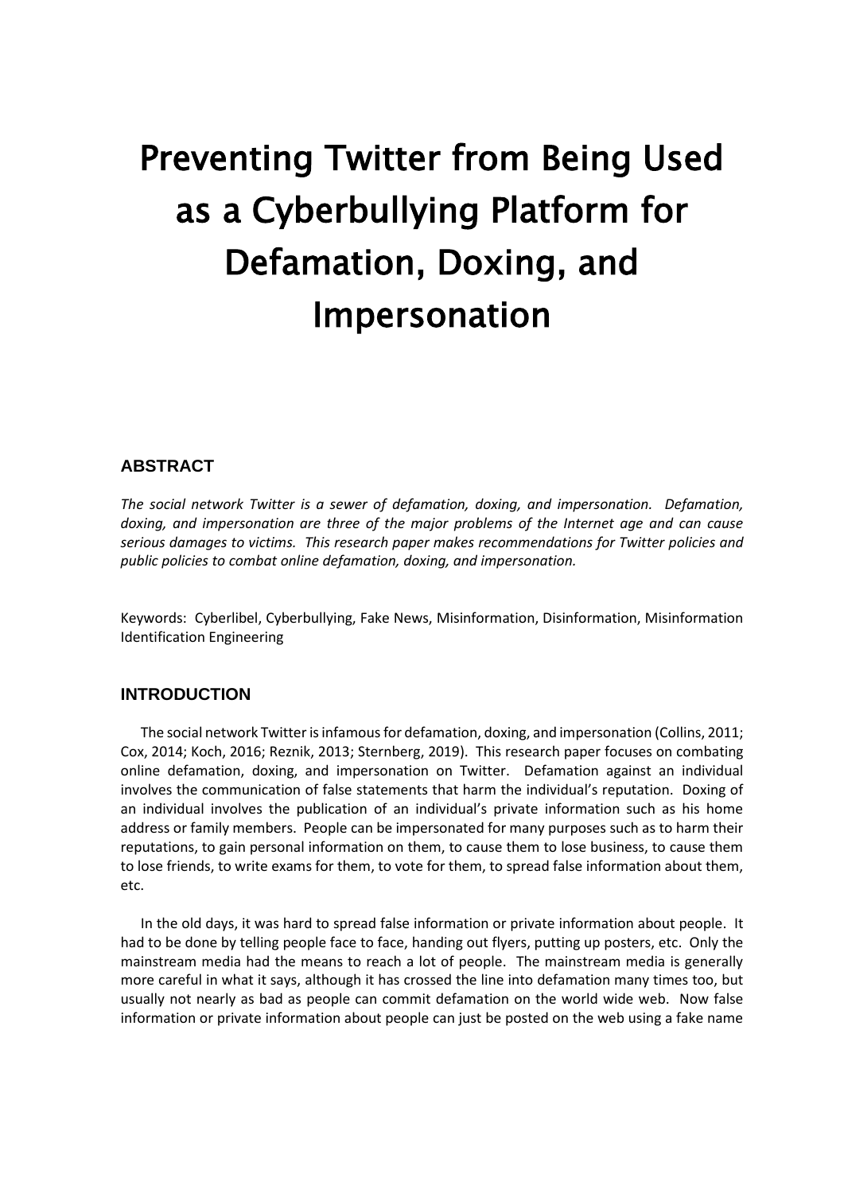# Preventing Twitter from Being Used as a Cyberbullying Platform for Defamation, Doxing, and Impersonation

## ABSTRACT

*The social network Twitter is a sewer of defamation, doxing, and impersonation. Defamation, doxing, and impersonation are three of the major problems of the Internet age and can cause serious damages to victims. This research paper makes recommendations for Twitter policies and public policies to combat online defamation, doxing, and impersonation.*

Keywords: Cyberlibel, Cyberbullying, Fake News, Misinformation, Disinformation, Misinformation Identification Engineering

## INTRODUCTION

The social network Twitter is infamous for defamation, doxing, and impersonation (Collins, 2011; Cox, 2014; Koch, 2016; Reznik, 2013; Sternberg, 2019). This research paper focuses on combating online defamation, doxing, and impersonation on Twitter. Defamation against an individual involves the communication of false statements that harm the individual's reputation. Doxing of an individual involves the publication of an individual's private information such as his home address or family members. People can be impersonated for many purposes such as to harm their reputations, to gain personal information on them, to cause them to lose business, to cause them to lose friends, to write exams for them, to vote for them, to spread false information about them, etc.

In the old days, it was hard to spread false information or private information about people. It had to be done by telling people face to face, handing out flyers, putting up posters, etc. Only the mainstream media had the means to reach a lot of people. The mainstream media is generally more careful in what it says, although it has crossed the line into defamation many times too, but usually not nearly as bad as people can commit defamation on the world wide web. Now false information or private information about people can just be posted on the web using a fake name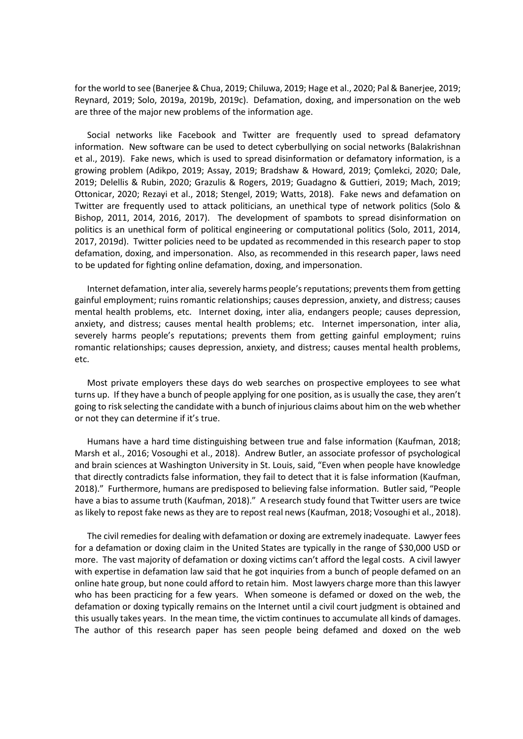for the world to see (Banerjee & Chua, 2019; Chiluwa, 2019; Hage et al., 2020; Pal & Banerjee, 2019; Reynard, 2019; Solo, 2019a, 2019b, 2019c). Defamation, doxing, and impersonation on the web are three of the major new problems of the information age.

Social networks like Facebook and Twitter are frequently used to spread defamatory information. New software can be used to detect cyberbullying on social networks (Balakrishnan et al., 2019). Fake news, which is used to spread disinformation or defamatory information, is a growing problem (Adikpo, 2019; Assay, 2019; Bradshaw & Howard, 2019; Çomlekci, 2020; Dale, 2019; Delellis & Rubin, 2020; Grazulis & Rogers, 2019; Guadagno & Guttieri, 2019; Mach, 2019; Ottonicar, 2020; Rezayi et al., 2018; Stengel, 2019; Watts, 2018). Fake news and defamation on Twitter are frequently used to attack politicians, an unethical type of network politics (Solo & Bishop, 2011, 2014, 2016, 2017). The development of spambots to spread disinformation on politics is an unethical form of political engineering or computational politics (Solo, 2011, 2014, 2017, 2019d). Twitter policies need to be updated as recommended in this research paper to stop defamation, doxing, and impersonation. Also, as recommended in this research paper, laws need to be updated for fighting online defamation, doxing, and impersonation.

Internet defamation, inter alia, severely harms people's reputations; prevents them from getting gainful employment; ruins romantic relationships; causes depression, anxiety, and distress; causes mental health problems, etc. Internet doxing, inter alia, endangers people; causes depression, anxiety, and distress; causes mental health problems; etc. Internet impersonation, inter alia, severely harms people's reputations; prevents them from getting gainful employment; ruins romantic relationships; causes depression, anxiety, and distress; causes mental health problems, etc.

Most private employers these days do web searches on prospective employees to see what turns up. If they have a bunch of people applying for one position, as is usually the case, they aren't going to risk selecting the candidate with a bunch of injurious claims about him on the web whether or not they can determine if it's true.

Humans have a hard time distinguishing between true and false information (Kaufman, 2018; Marsh et al., 2016; Vosoughi et al., 2018). Andrew Butler, an associate professor of psychological and brain sciences at Washington University in St. Louis, said, "Even when people have knowledge that directly contradicts false information, they fail to detect that it is false information (Kaufman, 2018)." Furthermore, humans are predisposed to believing false information. Butler said, "People have a bias to assume truth (Kaufman, 2018)." A research study found that Twitter users are twice as likely to repost fake news as they are to repost real news (Kaufman, 2018; Vosoughi et al., 2018).

The civil remedies for dealing with defamation or doxing are extremely inadequate. Lawyer fees for a defamation or doxing claim in the United States are typically in the range of $30,000 USD or more. The vast majority of defamation or doxing victims can't afford the legal costs. A civil lawyer with expertise in defamation law said that he got inquiries from a bunch of people defamed on an online hate group, but none could afford to retain him. Most lawyers charge more than this lawyer who has been practicing for a few years. When someone is defamed or doxed on the web, the defamation or doxing typically remains on the Internet until a civil court judgment is obtained and this usually takes years. In the mean time, the victim continues to accumulate all kinds of damages. The author of this research paper has seen people being defamed and doxed on the web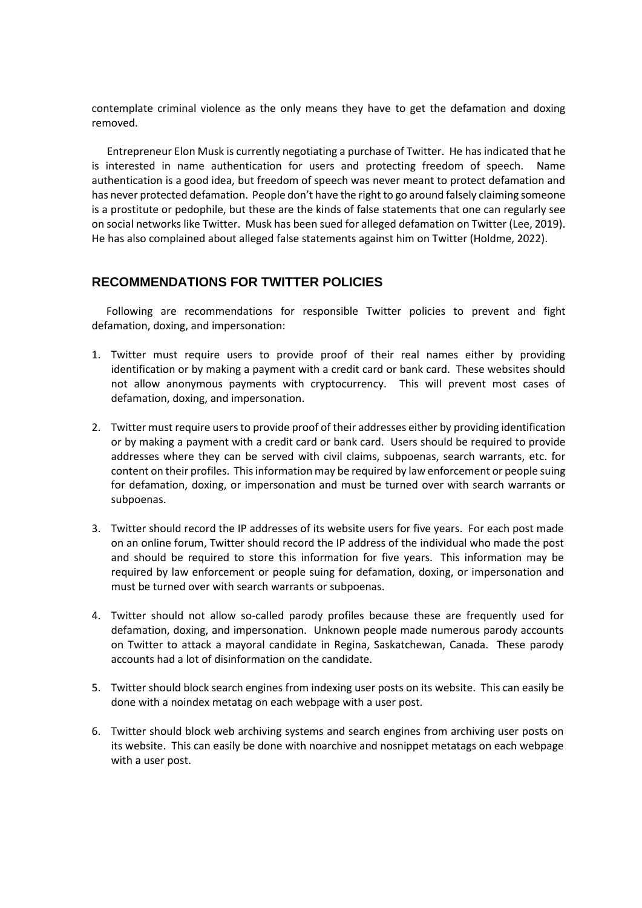contemplate criminal violence as the only means they have to get the defamation and doxing removed.

Entrepreneur Elon Musk is currently negotiating a purchase of Twitter. He has indicated that he is interested in name authentication for users and protecting freedom of speech. Name authentication is a good idea, but freedom of speech was never meant to protect defamation and has never protected defamation. People don't have the right to go around falsely claiming someone is a prostitute or pedophile, but these are the kinds of false statements that one can regularly see on social networks like Twitter. Musk has been sued for alleged defamation on Twitter (Lee, 2019). He has also complained about alleged false statements against him on Twitter (Holdme, 2022).

## RECOMMENDATIONS FOR TWITTER POLICIES

Following are recommendations for responsible Twitter policies to prevent and fight defamation, doxing, and impersonation:

1. Twitter must require users to provide proof of their real names either by providing identification or by making a payment with a credit card or bank card. These websites should not allow anonymous payments with cryptocurrency. This will prevent most cases of defamation, doxing, and impersonation.

2. Twitter must require users to provide proof of their addresses either by providing identification or by making a payment with a credit card or bank card. Users should be required to provide addresses where they can be served with civil claims, subpoenas, search warrants, etc. for content on their profiles. This information may be required by law enforcement or people suing for defamation, doxing, or impersonation and must be turned over with search warrants or subpoenas.

3. Twitter should record the IP addresses of its website users for five years. For each post made on an online forum, Twitter should record the IP address of the individual who made the post and should be required to store this information for five years. This information may be required by law enforcement or people suing for defamation, doxing, or impersonation and must be turned over with search warrants or subpoenas.

4. Twitter should not allow so-called parody profiles because these are frequently used for defamation, doxing, and impersonation. Unknown people made numerous parody accounts on Twitter to attack a mayoral candidate in Regina, Saskatchewan, Canada. These parody accounts had a lot of disinformation on the candidate.

5. Twitter should block search engines from indexing user posts on its website. This can easily be done with a noindex metatag on each webpage with a user post.

6. Twitter should block web archiving systems and search engines from archiving user posts on its website. This can easily be done with noarchive and nosnippet metatags on each webpage with a user post.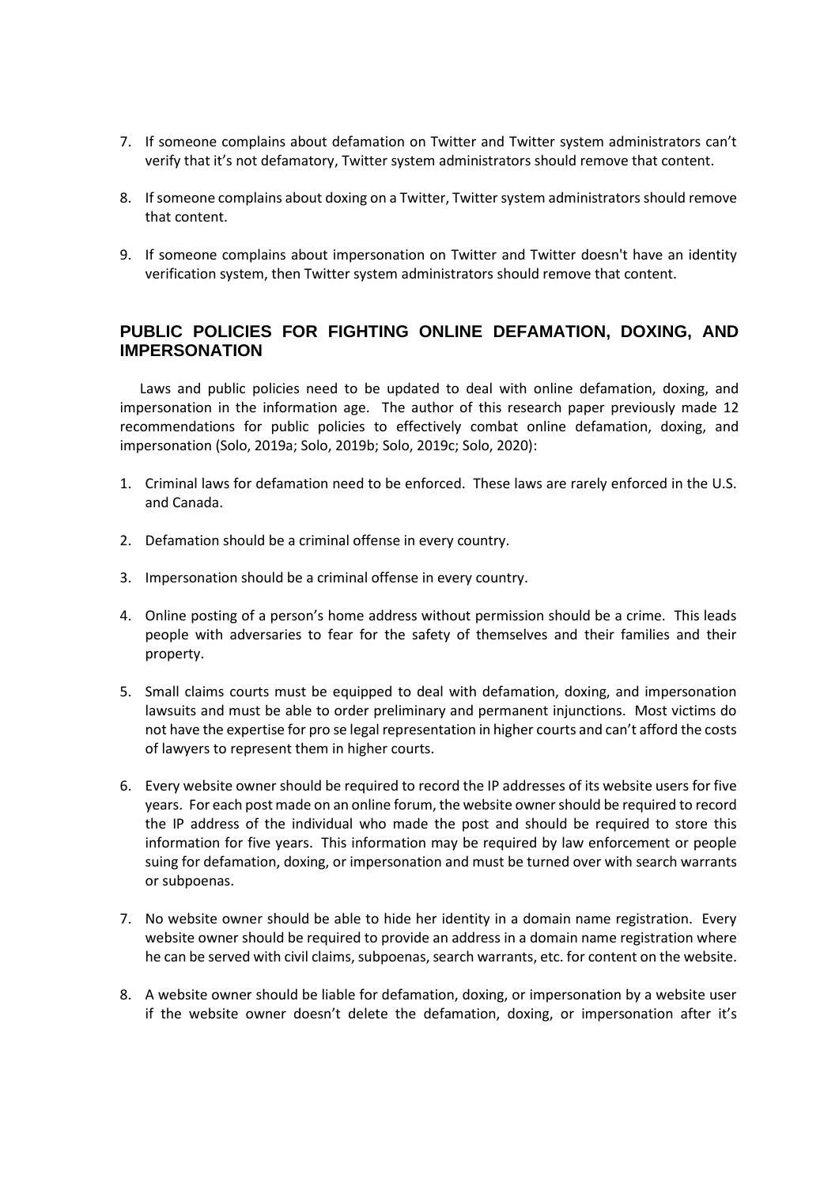7. If someone complains about defamation on Twitter and Twitter system administrators can't verify that it's not defamatory, Twitter system administrators should remove that content.

8. If someone complains about doxing on a Twitter, Twitter system administrators should remove that content.

9. If someone complains about impersonation on Twitter and Twitter doesn't have an identity verification system, then Twitter system administrators should remove that content.

## PUBLIC POLICIES FOR FIGHTING ONLINE DEFAMATION, DOXING, AND IMPERSONATION

Laws and public policies need to be updated to deal with online defamation, doxing, and impersonation in the information age. The author of this research paper previously made 12 recommendations for public policies to effectively combat online defamation, doxing, and impersonation (Solo, 2019a; Solo, 2019b; Solo, 2019c; Solo, 2020):

1. Criminal laws for defamation need to be enforced. These laws are rarely enforced in the U.S. and Canada.

2. Defamation should be a criminal offense in every country.

3. Impersonation should be a criminal offense in every country.

4. Online posting of a person's home address without permission should be a crime. This leads people with adversaries to fear for the safety of themselves and their families and their property.

5. Small claims courts must be equipped to deal with defamation, doxing, and impersonation lawsuits and must be able to order preliminary and permanent injunctions. Most victims do not have the expertise for pro se legal representation in higher courts and can't afford the costs of lawyers to represent them in higher courts.

6. Every website owner should be required to record the IP addresses of its website users for five years. For each post made on an online forum, the website owner should be required to record the IP address of the individual who made the post and should be required to store this information for five years. This information may be required by law enforcement or people suing for defamation, doxing, or impersonation and must be turned over with search warrants or subpoenas.

7. No website owner should be able to hide her identity in a domain name registration. Every website owner should be required to provide an address in a domain name registration where he can be served with civil claims, subpoenas, search warrants, etc. for content on the website.

8. A website owner should be liable for defamation, doxing, or impersonation by a website user if the website owner doesn't delete the defamation, doxing, or impersonation after it's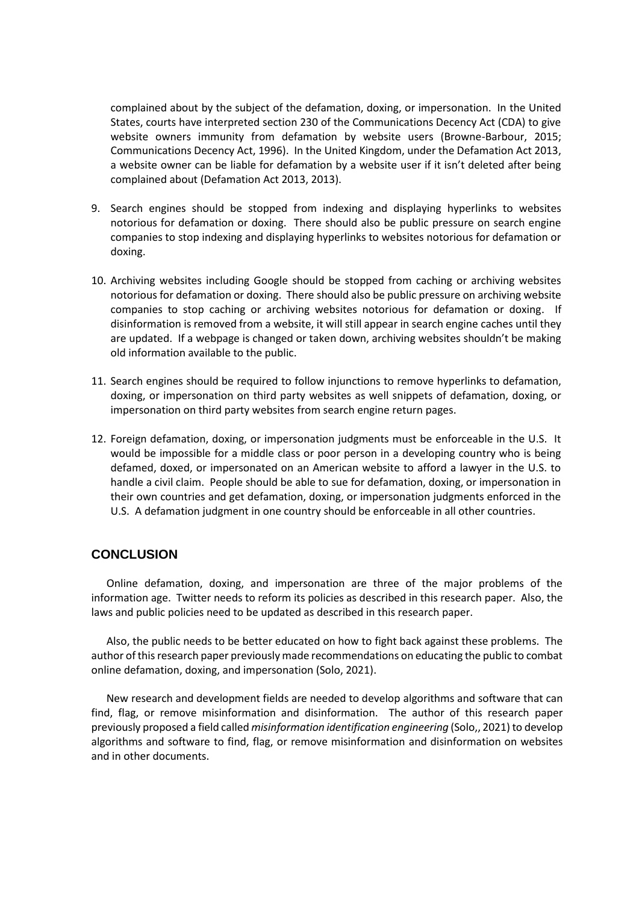complained about by the subject of the defamation, doxing, or impersonation. In the United States, courts have interpreted section 230 of the Communications Decency Act (CDA) to give website owners immunity from defamation by website users (Browne-Barbour, 2015; Communications Decency Act, 1996). In the United Kingdom, under the Defamation Act 2013, a website owner can be liable for defamation by a website user if it isn't deleted after being complained about (Defamation Act 2013, 2013).

9. Search engines should be stopped from indexing and displaying hyperlinks to websites notorious for defamation or doxing. There should also be public pressure on search engine companies to stop indexing and displaying hyperlinks to websites notorious for defamation or doxing.

10. Archiving websites including Google should be stopped from caching or archiving websites notorious for defamation or doxing. There should also be public pressure on archiving website companies to stop caching or archiving websites notorious for defamation or doxing. If disinformation is removed from a website, it will still appear in search engine caches until they are updated. If a webpage is changed or taken down, archiving websites shouldn't be making old information available to the public.

11. Search engines should be required to follow injunctions to remove hyperlinks to defamation, doxing, or impersonation on third party websites as well snippets of defamation, doxing, or impersonation on third party websites from search engine return pages.

12. Foreign defamation, doxing, or impersonation judgments must be enforceable in the U.S. It would be impossible for a middle class or poor person in a developing country who is being defamed, doxed, or impersonated on an American website to afford a lawyer in the U.S. to handle a civil claim. People should be able to sue for defamation, doxing, or impersonation in their own countries and get defamation, doxing, or impersonation judgments enforced in the U.S. A defamation judgment in one country should be enforceable in all other countries.

## CONCLUSION

Online defamation, doxing, and impersonation are three of the major problems of the information age. Twitter needs to reform its policies as described in this research paper. Also, the laws and public policies need to be updated as described in this research paper.

Also, the public needs to be better educated on how to fight back against these problems. The author of this research paper previously made recommendations on educating the public to combat online defamation, doxing, and impersonation (Solo, 2021).

New research and development fields are needed to develop algorithms and software that can find, flag, or remove misinformation and disinformation. The author of this research paper previously proposed a field called *misinformation identification engineering* (Solo,, 2021) to develop algorithms and software to find, flag, or remove misinformation and disinformation on websites and in other documents.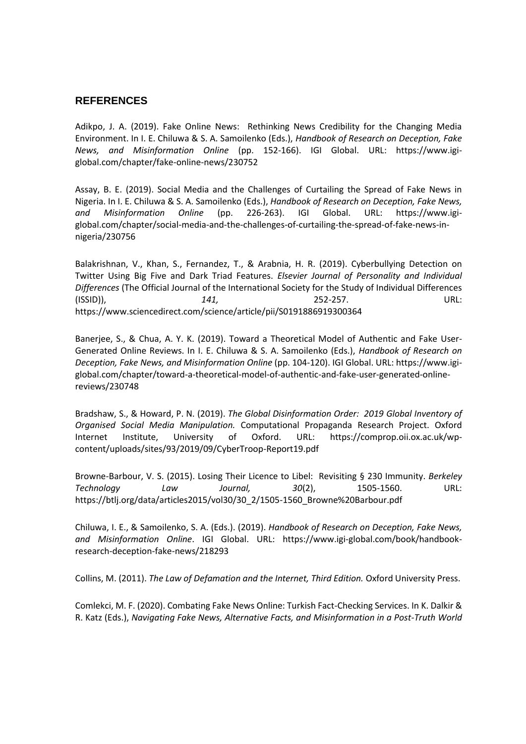## REFERENCES

Adikpo, J. A. (2019). Fake Online News: Rethinking News Credibility for the Changing Media Environment. In I. E. Chiluwa & S. A. Samoilenko (Eds.), *Handbook of Research on Deception, Fake News, and Misinformation Online* (pp. 152-166). IGI Global. URL: https://www.igi-global.com/chapter/fake-online-news/230752

Assay, B. E. (2019). Social Media and the Challenges of Curtailing the Spread of Fake News in Nigeria. In I. E. Chiluwa & S. A. Samoilenko (Eds.), *Handbook of Research on Deception, Fake News, and Misinformation Online* (pp. 226-263). IGI Global. URL: https://www.igi-global.com/chapter/social-media-and-the-challenges-of-curtailing-the-spread-of-fake-news-in-nigeria/230756

Balakrishnan, V., Khan, S., Fernandez, T., & Arabnia, H. R. (2019). Cyberbullying Detection on Twitter Using Big Five and Dark Triad Features. *Elsevier Journal of Personality and Individual Differences* (The Official Journal of the International Society for the Study of Individual Differences (ISSID)), *141,* 252-257. URL: https://www.sciencedirect.com/science/article/pii/S0191886919300364

Banerjee, S., & Chua, A. Y. K. (2019). Toward a Theoretical Model of Authentic and Fake User-Generated Online Reviews. In I. E. Chiluwa & S. A. Samoilenko (Eds.), *Handbook of Research on Deception, Fake News, and Misinformation Online* (pp. 104-120). IGI Global. URL: https://www.igi-global.com/chapter/toward-a-theoretical-model-of-authentic-and-fake-user-generated-online-reviews/230748

Bradshaw, S., & Howard, P. N. (2019). *The Global Disinformation Order: 2019 Global Inventory of Organised Social Media Manipulation.* Computational Propaganda Research Project. Oxford Internet Institute, University of Oxford. URL: https://comprop.oii.ox.ac.uk/wp-content/uploads/sites/93/2019/09/CyberTroop-Report19.pdf

Browne-Barbour, V. S. (2015). Losing Their Licence to Libel: Revisiting § 230 Immunity. *Berkeley Technology Law Journal, 30*(2), 1505-1560. URL: https://btlj.org/data/articles2015/vol30/30_2/1505-1560_Browne%20Barbour.pdf

Chiluwa, I. E., & Samoilenko, S. A. (Eds.). (2019). *Handbook of Research on Deception, Fake News, and Misinformation Online*. IGI Global. URL: https://www.igi-global.com/book/handbook-research-deception-fake-news/218293

Collins, M. (2011). *The Law of Defamation and the Internet, Third Edition.* Oxford University Press.

Comlekci, M. F. (2020). Combating Fake News Online: Turkish Fact-Checking Services. In K. Dalkir & R. Katz (Eds.), *Navigating Fake News, Alternative Facts, and Misinformation in a Post-Truth World*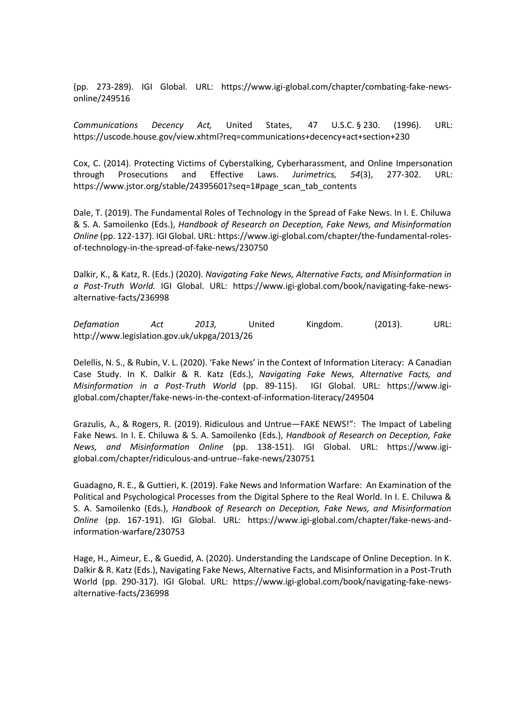(pp. 273-289). IGI Global. URL: https://www.igi-global.com/chapter/combating-fake-news-online/249516

*Communications Decency Act,* United States, 47 U.S.C. § 230. (1996). URL: https://uscode.house.gov/view.xhtml?req=communications+decency+act+section+230

Cox, C. (2014). Protecting Victims of Cyberstalking, Cyberharassment, and Online Impersonation through Prosecutions and Effective Laws. *Jurimetrics, 54*(3), 277-302. URL: https://www.jstor.org/stable/24395601?seq=1#page_scan_tab_contents

Dale, T. (2019). The Fundamental Roles of Technology in the Spread of Fake News. In I. E. Chiluwa & S. A. Samoilenko (Eds.), *Handbook of Research on Deception, Fake News, and Misinformation Online* (pp. 122-137). IGI Global. URL: https://www.igi-global.com/chapter/the-fundamental-roles-of-technology-in-the-spread-of-fake-news/230750

Dalkir, K., & Katz, R. (Eds.) (2020). *Navigating Fake News, Alternative Facts, and Misinformation in a Post-Truth World.* IGI Global. URL: https://www.igi-global.com/book/navigating-fake-news-alternative-facts/236998

*Defamation Act 2013,* United Kingdom. (2013). URL: http://www.legislation.gov.uk/ukpga/2013/26

Delellis, N. S., & Rubin, V. L. (2020). 'Fake News' in the Context of Information Literacy: A Canadian Case Study. In K. Dalkir & R. Katz (Eds.), *Navigating Fake News, Alternative Facts, and Misinformation in a Post-Truth World* (pp. 89-115). IGI Global. URL: https://www.igi-global.com/chapter/fake-news-in-the-context-of-information-literacy/249504

Grazulis, A., & Rogers, R. (2019). Ridiculous and Untrue—FAKE NEWS!": The Impact of Labeling Fake News. In I. E. Chiluwa & S. A. Samoilenko (Eds.), *Handbook of Research on Deception, Fake News, and Misinformation Online* (pp. 138-151). IGI Global. URL: https://www.igi-global.com/chapter/ridiculous-and-untrue--fake-news/230751

Guadagno, R. E., & Guttieri, K. (2019). Fake News and Information Warfare: An Examination of the Political and Psychological Processes from the Digital Sphere to the Real World. In I. E. Chiluwa & S. A. Samoilenko (Eds.), *Handbook of Research on Deception, Fake News, and Misinformation Online* (pp. 167-191). IGI Global. URL: https://www.igi-global.com/chapter/fake-news-and-information-warfare/230753

Hage, H., Aimeur, E., & Guedid, A. (2020). Understanding the Landscape of Online Deception. In K. Dalkir & R. Katz (Eds.), Navigating Fake News, Alternative Facts, and Misinformation in a Post-Truth World (pp. 290-317). IGI Global. URL: https://www.igi-global.com/book/navigating-fake-news-alternative-facts/236998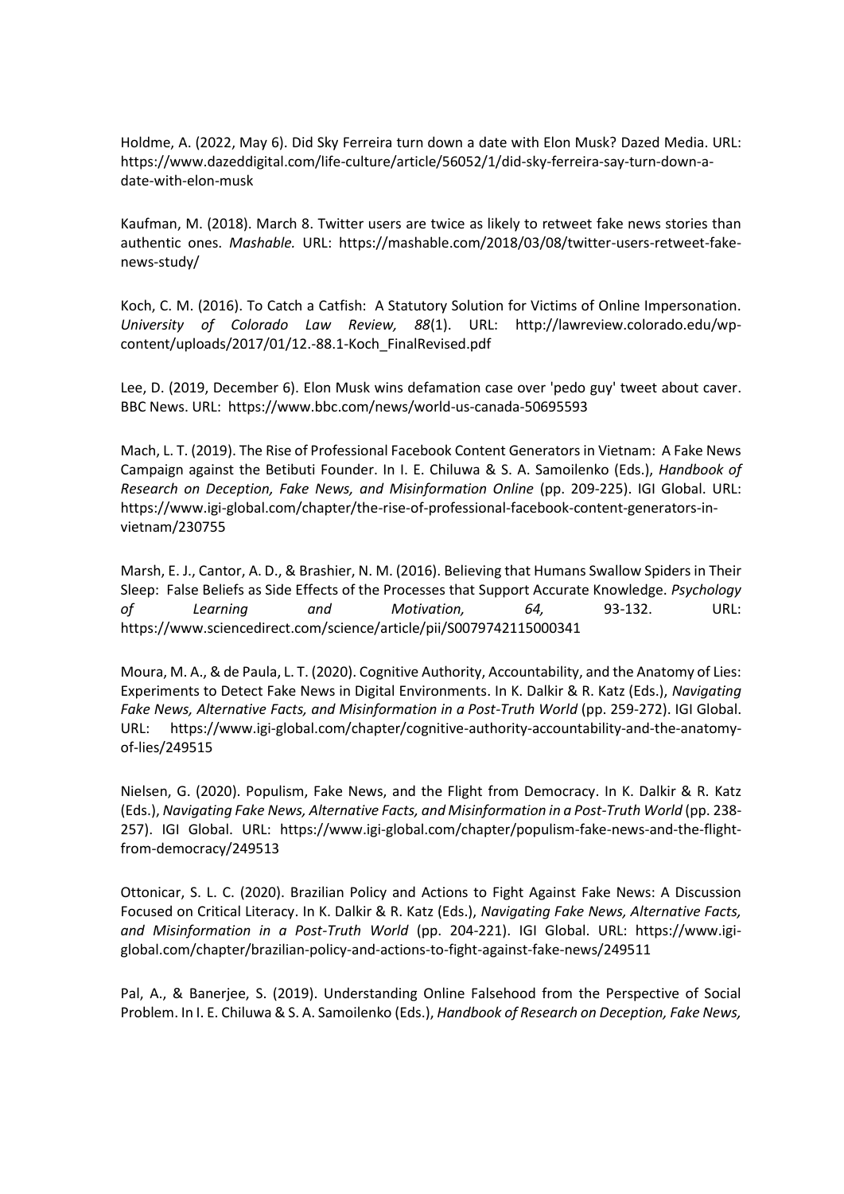Holdme, A. (2022, May 6). Did Sky Ferreira turn down a date with Elon Musk? Dazed Media. URL: https://www.dazeddigital.com/life-culture/article/56052/1/did-sky-ferreira-say-turn-down-a-date-with-elon-musk

Kaufman, M. (2018). March 8. Twitter users are twice as likely to retweet fake news stories than authentic ones. *Mashable.* URL: https://mashable.com/2018/03/08/twitter-users-retweet-fake-news-study/

Koch, C. M. (2016). To Catch a Catfish: A Statutory Solution for Victims of Online Impersonation. *University of Colorado Law Review, 88*(1). URL: http://lawreview.colorado.edu/wp-content/uploads/2017/01/12.-88.1-Koch_FinalRevised.pdf

Lee, D. (2019, December 6). Elon Musk wins defamation case over 'pedo guy' tweet about caver. BBC News. URL: https://www.bbc.com/news/world-us-canada-50695593

Mach, L. T. (2019). The Rise of Professional Facebook Content Generators in Vietnam: A Fake News Campaign against the Betibuti Founder. In I. E. Chiluwa & S. A. Samoilenko (Eds.), *Handbook of Research on Deception, Fake News, and Misinformation Online* (pp. 209-225). IGI Global. URL: https://www.igi-global.com/chapter/the-rise-of-professional-facebook-content-generators-in-vietnam/230755

Marsh, E. J., Cantor, A. D., & Brashier, N. M. (2016). Believing that Humans Swallow Spiders in Their Sleep: False Beliefs as Side Effects of the Processes that Support Accurate Knowledge. *Psychology of Learning and Motivation, 64,* 93-132. URL: https://www.sciencedirect.com/science/article/pii/S0079742115000341

Moura, M. A., & de Paula, L. T. (2020). Cognitive Authority, Accountability, and the Anatomy of Lies: Experiments to Detect Fake News in Digital Environments. In K. Dalkir & R. Katz (Eds.), *Navigating Fake News, Alternative Facts, and Misinformation in a Post-Truth World* (pp. 259-272). IGI Global. URL: https://www.igi-global.com/chapter/cognitive-authority-accountability-and-the-anatomy-of-lies/249515

Nielsen, G. (2020). Populism, Fake News, and the Flight from Democracy. In K. Dalkir & R. Katz (Eds.), *Navigating Fake News, Alternative Facts, and Misinformation in a Post-Truth World* (pp. 238-257). IGI Global. URL: https://www.igi-global.com/chapter/populism-fake-news-and-the-flight-from-democracy/249513

Ottonicar, S. L. C. (2020). Brazilian Policy and Actions to Fight Against Fake News: A Discussion Focused on Critical Literacy. In K. Dalkir & R. Katz (Eds.), *Navigating Fake News, Alternative Facts, and Misinformation in a Post-Truth World* (pp. 204-221). IGI Global. URL: https://www.igi-global.com/chapter/brazilian-policy-and-actions-to-fight-against-fake-news/249511

Pal, A., & Banerjee, S. (2019). Understanding Online Falsehood from the Perspective of Social Problem. In I. E. Chiluwa & S. A. Samoilenko (Eds.), *Handbook of Research on Deception, Fake News,*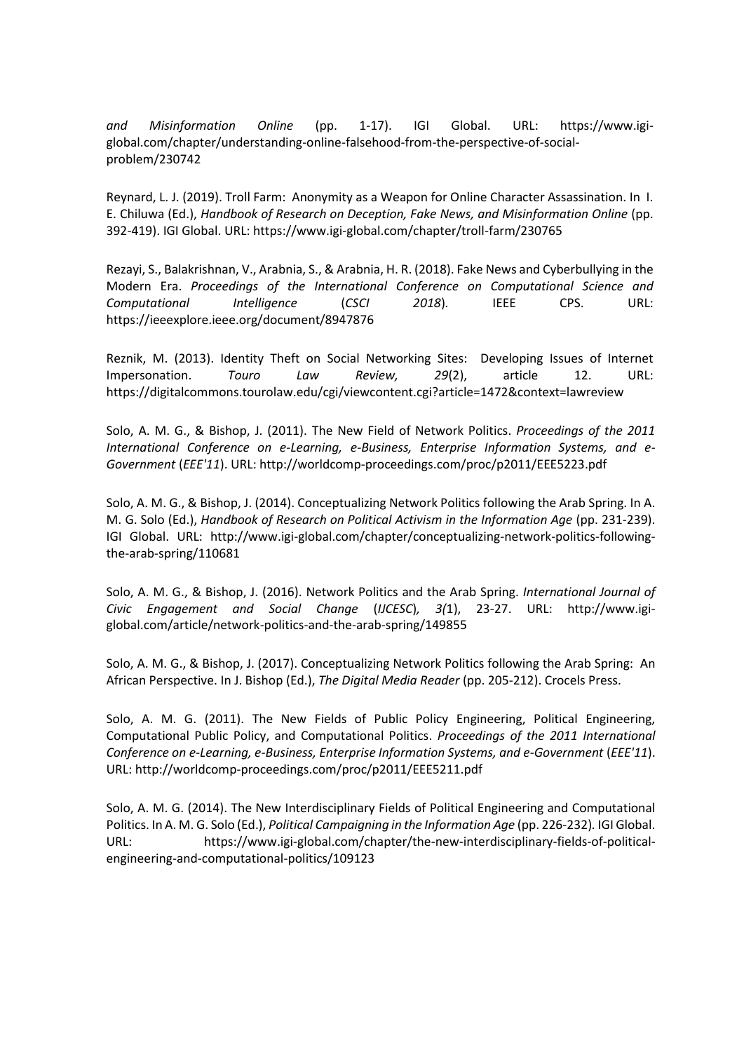*and Misinformation Online* (pp. 1-17). IGI Global. URL: https://www.igi-global.com/chapter/understanding-online-falsehood-from-the-perspective-of-social-problem/230742

Reynard, L. J. (2019). Troll Farm: Anonymity as a Weapon for Online Character Assassination. In I. E. Chiluwa (Ed.), *Handbook of Research on Deception, Fake News, and Misinformation Online* (pp. 392-419). IGI Global. URL: https://www.igi-global.com/chapter/troll-farm/230765

Rezayi, S., Balakrishnan, V., Arabnia, S., & Arabnia, H. R. (2018). Fake News and Cyberbullying in the Modern Era. *Proceedings of the International Conference on Computational Science and Computational Intelligence* (*CSCI 2018*). IEEE CPS. URL: https://ieeexplore.ieee.org/document/8947876

Reznik, M. (2013). Identity Theft on Social Networking Sites: Developing Issues of Internet Impersonation. *Touro Law Review, 29*(2), article 12. URL: https://digitalcommons.tourolaw.edu/cgi/viewcontent.cgi?article=1472&context=lawreview

Solo, A. M. G., & Bishop, J. (2011). The New Field of Network Politics. *Proceedings of the 2011 International Conference on e-Learning, e-Business, Enterprise Information Systems, and e-Government* (*EEE'11*). URL: http://worldcomp-proceedings.com/proc/p2011/EEE5223.pdf

Solo, A. M. G., & Bishop, J. (2014). Conceptualizing Network Politics following the Arab Spring. In A. M. G. Solo (Ed.), *Handbook of Research on Political Activism in the Information Age* (pp. 231-239). IGI Global. URL: http://www.igi-global.com/chapter/conceptualizing-network-politics-following-the-arab-spring/110681

Solo, A. M. G., & Bishop, J. (2016). Network Politics and the Arab Spring. *International Journal of Civic Engagement and Social Change* (*IJCESC*)*, 3(*1), 23-27. URL: http://www.igi-global.com/article/network-politics-and-the-arab-spring/149855

Solo, A. M. G., & Bishop, J. (2017). Conceptualizing Network Politics following the Arab Spring: An African Perspective. In J. Bishop (Ed.), *The Digital Media Reader* (pp. 205-212). Crocels Press.

Solo, A. M. G. (2011). The New Fields of Public Policy Engineering, Political Engineering, Computational Public Policy, and Computational Politics. *Proceedings of the 2011 International Conference on e-Learning, e-Business, Enterprise Information Systems, and e-Government* (*EEE'11*). URL: http://worldcomp-proceedings.com/proc/p2011/EEE5211.pdf

Solo, A. M. G. (2014). The New Interdisciplinary Fields of Political Engineering and Computational Politics. In A. M. G. Solo (Ed.), *Political Campaigning in the Information Age* (pp. 226-232). IGI Global. URL: https://www.igi-global.com/chapter/the-new-interdisciplinary-fields-of-political-engineering-and-computational-politics/109123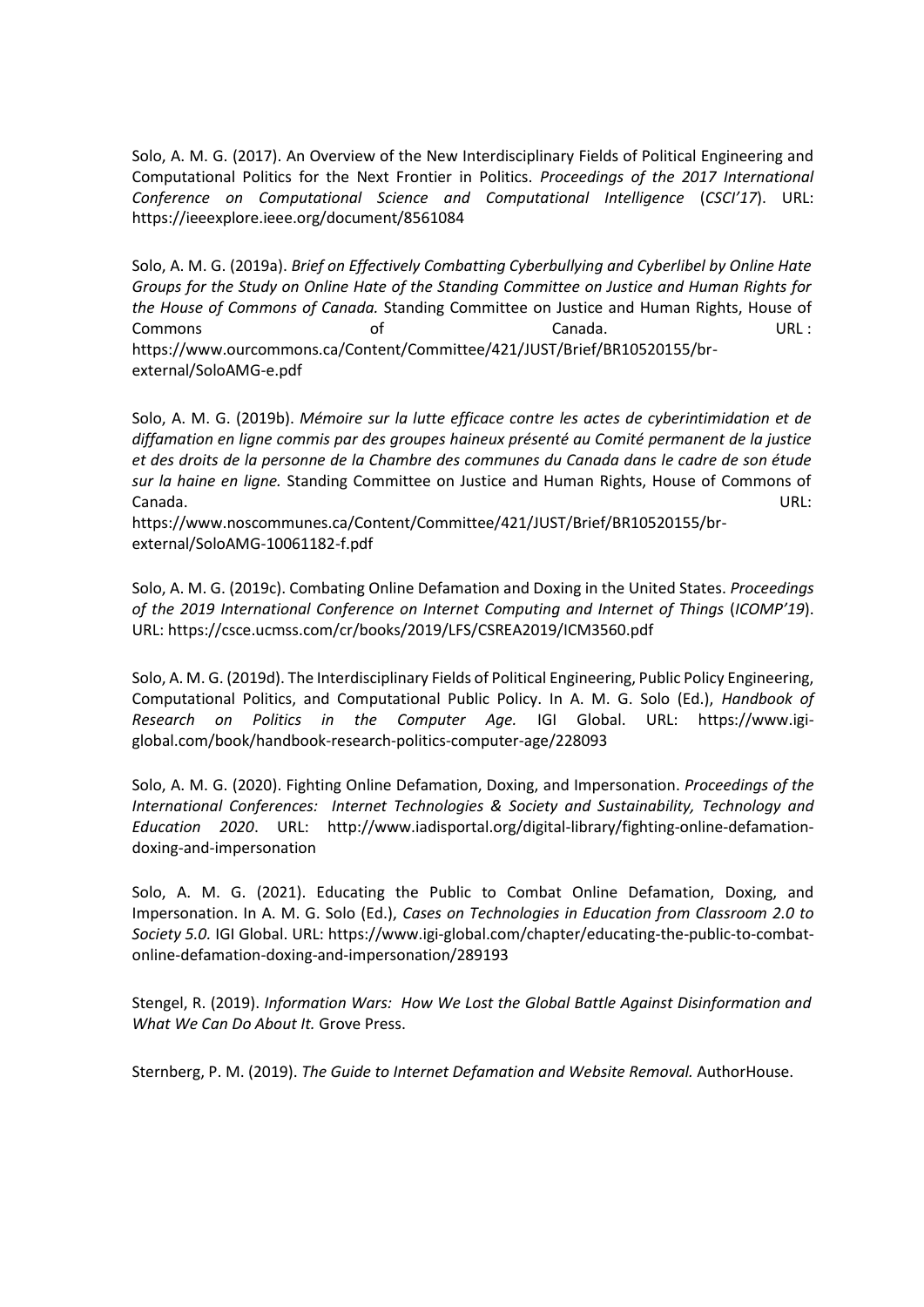Solo, A. M. G. (2017). An Overview of the New Interdisciplinary Fields of Political Engineering and Computational Politics for the Next Frontier in Politics. *Proceedings of the 2017 International Conference on Computational Science and Computational Intelligence* (*CSCI'17*). URL: https://ieeexplore.ieee.org/document/8561084

Solo, A. M. G. (2019a). *Brief on Effectively Combatting Cyberbullying and Cyberlibel by Online Hate Groups for the Study on Online Hate of the Standing Committee on Justice and Human Rights for the House of Commons of Canada.* Standing Committee on Justice and Human Rights, House of Commons of Canada. URL: https://www.ourcommons.ca/Content/Committee/421/JUST/Brief/BR10520155/br-external/SoloAMG-e.pdf

Solo, A. M. G. (2019b). *Mémoire sur la lutte efficace contre les actes de cyberintimidation et de diffamation en ligne commis par des groupes haineux présenté au Comité permanent de la justice et des droits de la personne de la Chambre des communes du Canada dans le cadre de son étude sur la haine en ligne.* Standing Committee on Justice and Human Rights, House of Commons of Canada. URL: https://www.noscommunes.ca/Content/Committee/421/JUST/Brief/BR10520155/br-external/SoloAMG-10061182-f.pdf

Solo, A. M. G. (2019c). Combating Online Defamation and Doxing in the United States. *Proceedings of the 2019 International Conference on Internet Computing and Internet of Things* (*ICOMP'19*). URL: https://csce.ucmss.com/cr/books/2019/LFS/CSREA2019/ICM3560.pdf

Solo, A. M. G. (2019d). The Interdisciplinary Fields of Political Engineering, Public Policy Engineering, Computational Politics, and Computational Public Policy. In A. M. G. Solo (Ed.), *Handbook of Research on Politics in the Computer Age.* IGI Global. URL: https://www.igi-global.com/book/handbook-research-politics-computer-age/228093

Solo, A. M. G. (2020). Fighting Online Defamation, Doxing, and Impersonation. *Proceedings of the International Conferences: Internet Technologies & Society and Sustainability, Technology and Education 2020*. URL: http://www.iadisportal.org/digital-library/fighting-online-defamation-doxing-and-impersonation

Solo, A. M. G. (2021). Educating the Public to Combat Online Defamation, Doxing, and Impersonation. In A. M. G. Solo (Ed.), *Cases on Technologies in Education from Classroom 2.0 to Society 5.0.* IGI Global. URL: https://www.igi-global.com/chapter/educating-the-public-to-combat-online-defamation-doxing-and-impersonation/289193

Stengel, R. (2019). *Information Wars: How We Lost the Global Battle Against Disinformation and What We Can Do About It.* Grove Press.

Sternberg, P. M. (2019). *The Guide to Internet Defamation and Website Removal.* AuthorHouse.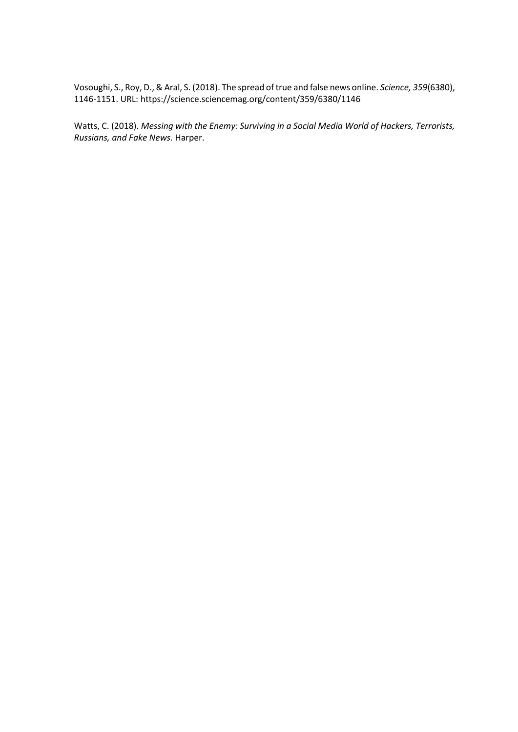Vosoughi, S., Roy, D., & Aral, S. (2018). The spread of true and false news online. *Science, 359*(6380), 1146-1151. URL: https://science.sciencemag.org/content/359/6380/1146

Watts, C. (2018). *Messing with the Enemy: Surviving in a Social Media World of Hackers, Terrorists, Russians, and Fake News.* Harper.